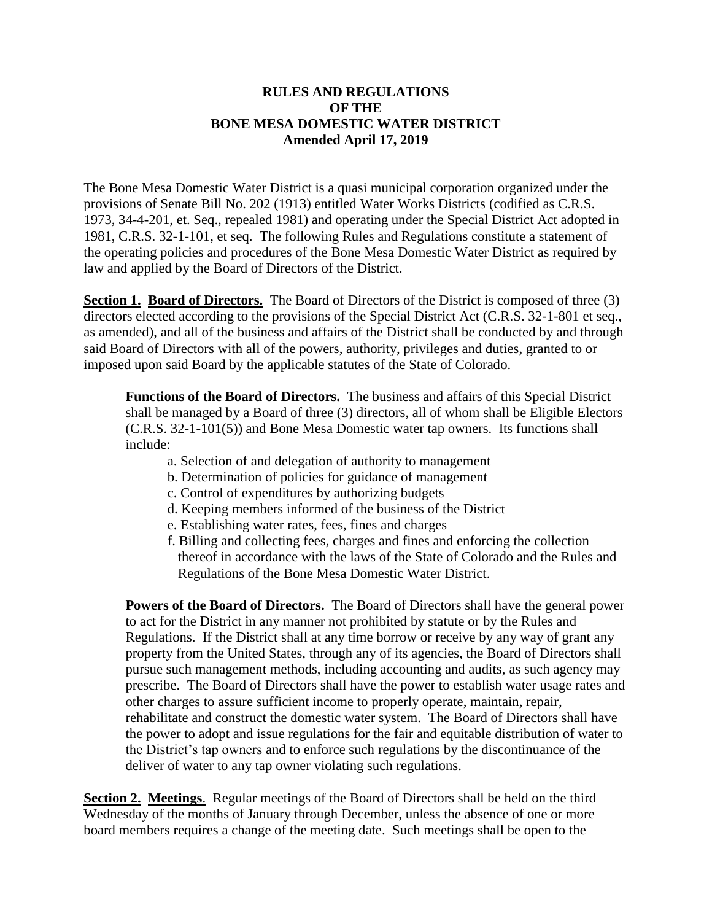# RULES AND REGULATIONS
# OF THE
# BONE MESA DOMESTIC WATER DISTRICT
## Amended April 17, 2019

The Bone Mesa Domestic Water District is a quasi municipal corporation organized under the provisions of Senate Bill No. 202 (1913) entitled Water Works Districts (codified as C.R.S. 1973, 34-4-201, et. Seq., repealed 1981) and operating under the Special District Act adopted in 1981, C.R.S. 32-1-101, et seq. The following Rules and Regulations constitute a statement of the operating policies and procedures of the Bone Mesa Domestic Water District as required by law and applied by the Board of Directors of the District.

**Section 1. Board of Directors.** The Board of Directors of the District is composed of three (3) directors elected according to the provisions of the Special District Act (C.R.S. 32-1-801 et seq., as amended), and all of the business and affairs of the District shall be conducted by and through said Board of Directors with all of the powers, authority, privileges and duties, granted to or imposed upon said Board by the applicable statutes of the State of Colorado.

**Functions of the Board of Directors.** The business and affairs of this Special District shall be managed by a Board of three (3) directors, all of whom shall be Eligible Electors (C.R.S. 32-1-101(5)) and Bone Mesa Domestic water tap owners. Its functions shall include:

a. Selection of and delegation of authority to management
b. Determination of policies for guidance of management
c. Control of expenditures by authorizing budgets
d. Keeping members informed of the business of the District
e. Establishing water rates, fees, fines and charges
f. Billing and collecting fees, charges and fines and enforcing the collection thereof in accordance with the laws of the State of Colorado and the Rules and Regulations of the Bone Mesa Domestic Water District.

**Powers of the Board of Directors.** The Board of Directors shall have the general power to act for the District in any manner not prohibited by statute or by the Rules and Regulations. If the District shall at any time borrow or receive by any way of grant any property from the United States, through any of its agencies, the Board of Directors shall pursue such management methods, including accounting and audits, as such agency may prescribe. The Board of Directors shall have the power to establish water usage rates and other charges to assure sufficient income to properly operate, maintain, repair, rehabilitate and construct the domestic water system. The Board of Directors shall have the power to adopt and issue regulations for the fair and equitable distribution of water to the District's tap owners and to enforce such regulations by the discontinuance of the deliver of water to any tap owner violating such regulations.

**Section 2. Meetings**. Regular meetings of the Board of Directors shall be held on the third Wednesday of the months of January through December, unless the absence of one or more board members requires a change of the meeting date. Such meetings shall be open to the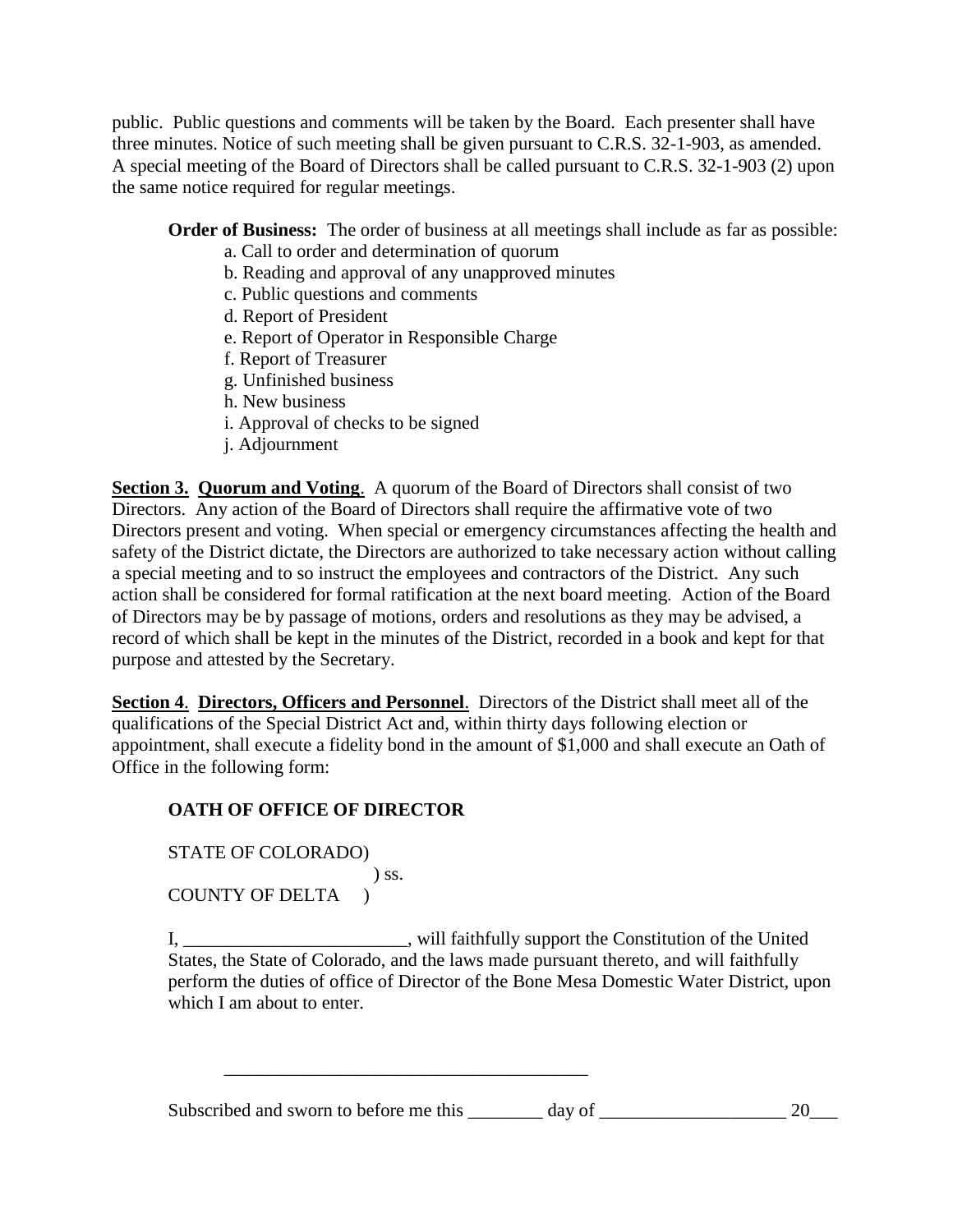public. Public questions and comments will be taken by the Board. Each presenter shall have three minutes. Notice of such meeting shall be given pursuant to C.R.S. 32-1-903, as amended. A special meeting of the Board of Directors shall be called pursuant to C.R.S. 32-1-903 (2) upon the same notice required for regular meetings.

**Order of Business:** The order of business at all meetings shall include as far as possible:

a. Call to order and determination of quorum
b. Reading and approval of any unapproved minutes
c. Public questions and comments
d. Report of President
e. Report of Operator in Responsible Charge
f. Report of Treasurer
g. Unfinished business
h. New business
i. Approval of checks to be signed
j. Adjournment

**Section 3. Quorum and Voting**. A quorum of the Board of Directors shall consist of two Directors. Any action of the Board of Directors shall require the affirmative vote of two Directors present and voting. When special or emergency circumstances affecting the health and safety of the District dictate, the Directors are authorized to take necessary action without calling a special meeting and to so instruct the employees and contractors of the District. Any such action shall be considered for formal ratification at the next board meeting. Action of the Board of Directors may be by passage of motions, orders and resolutions as they may be advised, a record of which shall be kept in the minutes of the District, recorded in a book and kept for that purpose and attested by the Secretary.

**Section 4. Directors, Officers and Personnel**. Directors of the District shall meet all of the qualifications of the Special District Act and, within thirty days following election or appointment, shall execute a fidelity bond in the amount of $1,000 and shall execute an Oath of Office in the following form:

**OATH OF OFFICE OF DIRECTOR**

STATE OF COLORADO)
) ss.
COUNTY OF DELTA )

I, ________________________, will faithfully support the Constitution of the United States, the State of Colorado, and the laws made pursuant thereto, and will faithfully perform the duties of office of Director of the Bone Mesa Domestic Water District, upon which I am about to enter.

________________________________________

Subscribed and sworn to before me this ________ day of ____________________ 20___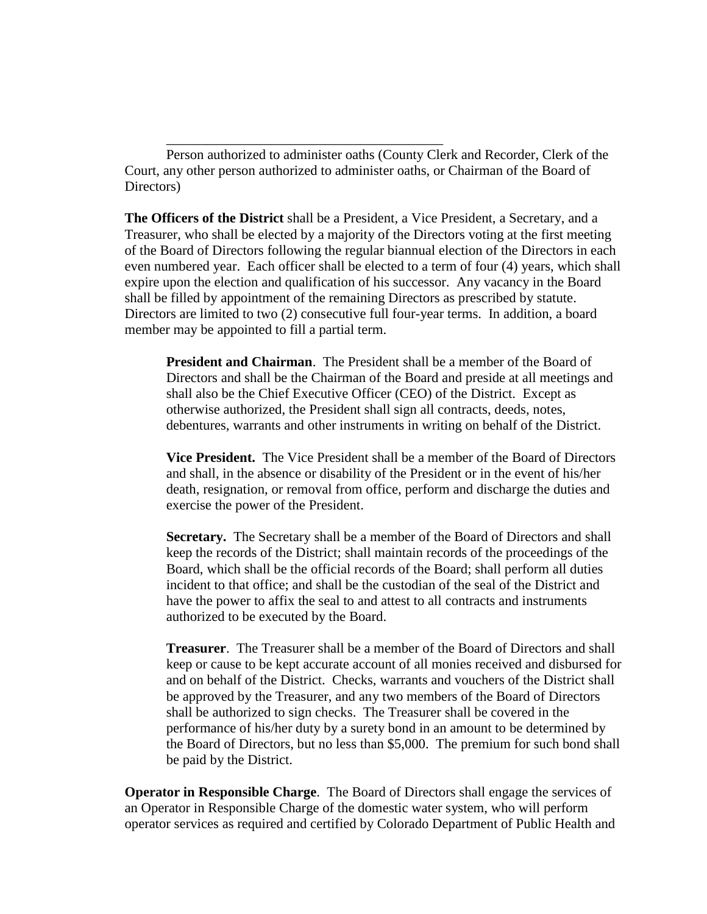\_\_\_\_\_\_\_\_\_\_\_\_\_\_\_\_\_\_\_\_\_\_\_\_\_\_\_\_\_\_\_\_\_\_\_\_\_\_\_\_

Person authorized to administer oaths (County Clerk and Recorder, Clerk of the Court, any other person authorized to administer oaths, or Chairman of the Board of Directors)

**The Officers of the District** shall be a President, a Vice President, a Secretary, and a Treasurer, who shall be elected by a majority of the Directors voting at the first meeting of the Board of Directors following the regular biannual election of the Directors in each even numbered year. Each officer shall be elected to a term of four (4) years, which shall expire upon the election and qualification of his successor. Any vacancy in the Board shall be filled by appointment of the remaining Directors as prescribed by statute. Directors are limited to two (2) consecutive full four-year terms. In addition, a board member may be appointed to fill a partial term.

> **President and Chairman**. The President shall be a member of the Board of Directors and shall be the Chairman of the Board and preside at all meetings and shall also be the Chief Executive Officer (CEO) of the District. Except as otherwise authorized, the President shall sign all contracts, deeds, notes, debentures, warrants and other instruments in writing on behalf of the District.
>
> **Vice President.** The Vice President shall be a member of the Board of Directors and shall, in the absence or disability of the President or in the event of his/her death, resignation, or removal from office, perform and discharge the duties and exercise the power of the President.
>
> **Secretary.** The Secretary shall be a member of the Board of Directors and shall keep the records of the District; shall maintain records of the proceedings of the Board, which shall be the official records of the Board; shall perform all duties incident to that office; and shall be the custodian of the seal of the District and have the power to affix the seal to and attest to all contracts and instruments authorized to be executed by the Board.
>
> **Treasurer**. The Treasurer shall be a member of the Board of Directors and shall keep or cause to be kept accurate account of all monies received and disbursed for and on behalf of the District. Checks, warrants and vouchers of the District shall be approved by the Treasurer, and any two members of the Board of Directors shall be authorized to sign checks. The Treasurer shall be covered in the performance of his/her duty by a surety bond in an amount to be determined by the Board of Directors, but no less than $5,000. The premium for such bond shall be paid by the District.

**Operator in Responsible Charge**. The Board of Directors shall engage the services of an Operator in Responsible Charge of the domestic water system, who will perform operator services as required and certified by Colorado Department of Public Health and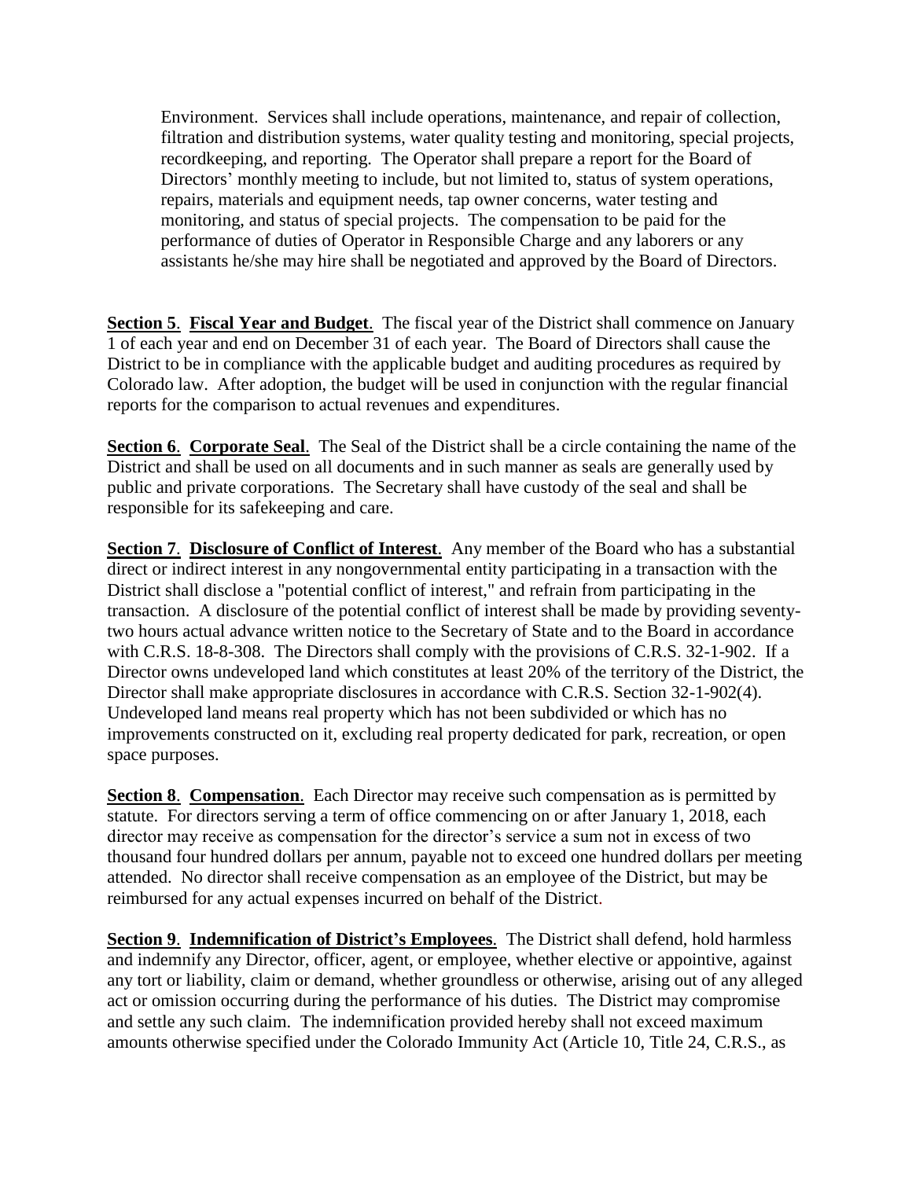Environment. Services shall include operations, maintenance, and repair of collection, filtration and distribution systems, water quality testing and monitoring, special projects, recordkeeping, and reporting. The Operator shall prepare a report for the Board of Directors' monthly meeting to include, but not limited to, status of system operations, repairs, materials and equipment needs, tap owner concerns, water testing and monitoring, and status of special projects. The compensation to be paid for the performance of duties of Operator in Responsible Charge and any laborers or any assistants he/she may hire shall be negotiated and approved by the Board of Directors.

**Section 5**. **Fiscal Year and Budget**. The fiscal year of the District shall commence on January 1 of each year and end on December 31 of each year. The Board of Directors shall cause the District to be in compliance with the applicable budget and auditing procedures as required by Colorado law. After adoption, the budget will be used in conjunction with the regular financial reports for the comparison to actual revenues and expenditures.

**Section 6**. **Corporate Seal**. The Seal of the District shall be a circle containing the name of the District and shall be used on all documents and in such manner as seals are generally used by public and private corporations. The Secretary shall have custody of the seal and shall be responsible for its safekeeping and care.

**Section 7**. **Disclosure of Conflict of Interest**. Any member of the Board who has a substantial direct or indirect interest in any nongovernmental entity participating in a transaction with the District shall disclose a "potential conflict of interest," and refrain from participating in the transaction. A disclosure of the potential conflict of interest shall be made by providing seventy-two hours actual advance written notice to the Secretary of State and to the Board in accordance with C.R.S. 18-8-308. The Directors shall comply with the provisions of C.R.S. 32-1-902. If a Director owns undeveloped land which constitutes at least 20% of the territory of the District, the Director shall make appropriate disclosures in accordance with C.R.S. Section 32-1-902(4). Undeveloped land means real property which has not been subdivided or which has no improvements constructed on it, excluding real property dedicated for park, recreation, or open space purposes.

**Section 8**. **Compensation**. Each Director may receive such compensation as is permitted by statute. For directors serving a term of office commencing on or after January 1, 2018, each director may receive as compensation for the director's service a sum not in excess of two thousand four hundred dollars per annum, payable not to exceed one hundred dollars per meeting attended. No director shall receive compensation as an employee of the District, but may be reimbursed for any actual expenses incurred on behalf of the District.

**Section 9**. **Indemnification of District's Employees**. The District shall defend, hold harmless and indemnify any Director, officer, agent, or employee, whether elective or appointive, against any tort or liability, claim or demand, whether groundless or otherwise, arising out of any alleged act or omission occurring during the performance of his duties. The District may compromise and settle any such claim. The indemnification provided hereby shall not exceed maximum amounts otherwise specified under the Colorado Immunity Act (Article 10, Title 24, C.R.S., as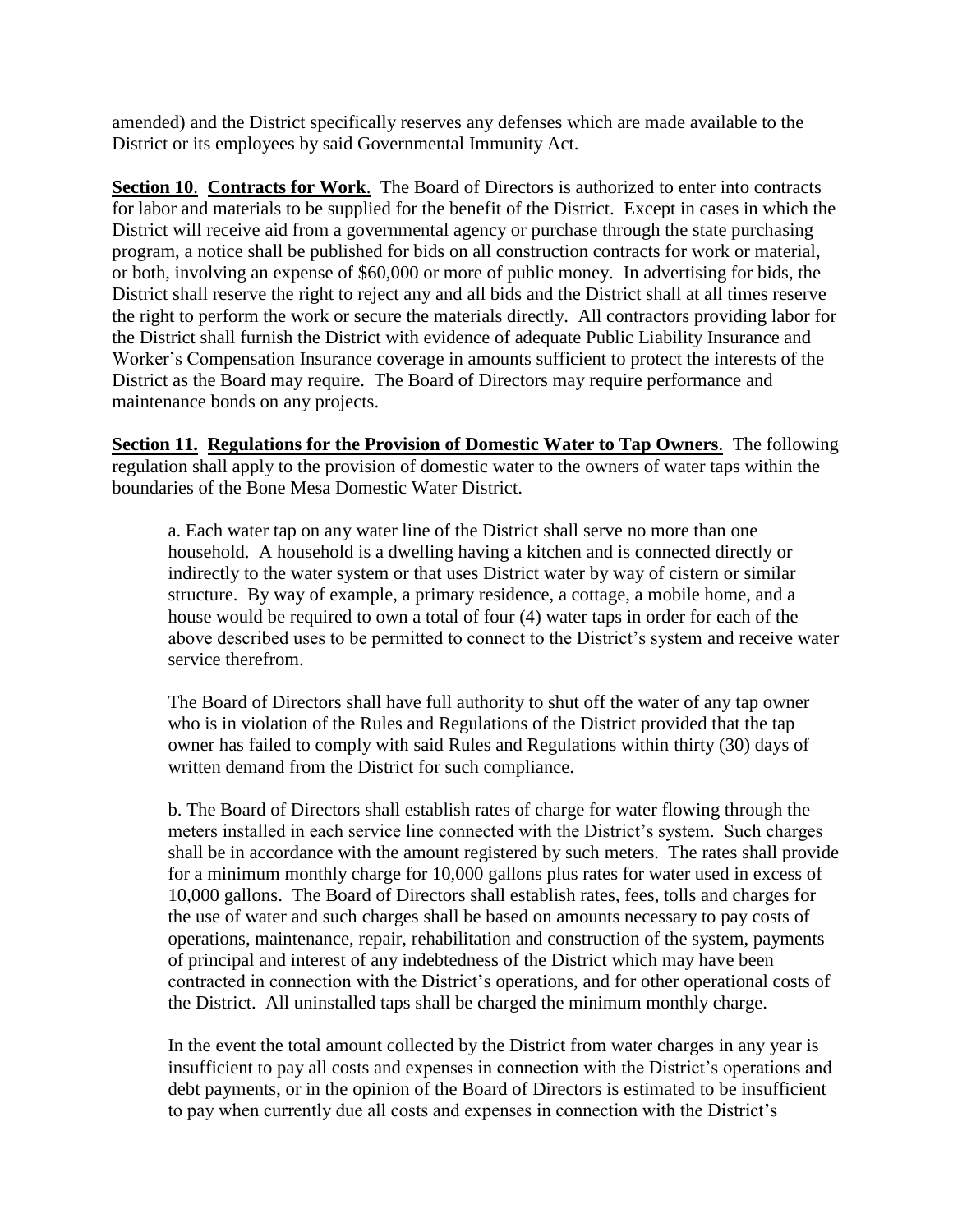amended) and the District specifically reserves any defenses which are made available to the District or its employees by said Governmental Immunity Act.

**Section 10**. **Contracts for Work**. The Board of Directors is authorized to enter into contracts for labor and materials to be supplied for the benefit of the District. Except in cases in which the District will receive aid from a governmental agency or purchase through the state purchasing program, a notice shall be published for bids on all construction contracts for work or material, or both, involving an expense of $60,000 or more of public money. In advertising for bids, the District shall reserve the right to reject any and all bids and the District shall at all times reserve the right to perform the work or secure the materials directly. All contractors providing labor for the District shall furnish the District with evidence of adequate Public Liability Insurance and Worker's Compensation Insurance coverage in amounts sufficient to protect the interests of the District as the Board may require. The Board of Directors may require performance and maintenance bonds on any projects.

**Section 11. Regulations for the Provision of Domestic Water to Tap Owners**. The following regulation shall apply to the provision of domestic water to the owners of water taps within the boundaries of the Bone Mesa Domestic Water District.

a. Each water tap on any water line of the District shall serve no more than one household. A household is a dwelling having a kitchen and is connected directly or indirectly to the water system or that uses District water by way of cistern or similar structure. By way of example, a primary residence, a cottage, a mobile home, and a house would be required to own a total of four (4) water taps in order for each of the above described uses to be permitted to connect to the District's system and receive water service therefrom.

The Board of Directors shall have full authority to shut off the water of any tap owner who is in violation of the Rules and Regulations of the District provided that the tap owner has failed to comply with said Rules and Regulations within thirty (30) days of written demand from the District for such compliance.

b. The Board of Directors shall establish rates of charge for water flowing through the meters installed in each service line connected with the District's system. Such charges shall be in accordance with the amount registered by such meters. The rates shall provide for a minimum monthly charge for 10,000 gallons plus rates for water used in excess of 10,000 gallons. The Board of Directors shall establish rates, fees, tolls and charges for the use of water and such charges shall be based on amounts necessary to pay costs of operations, maintenance, repair, rehabilitation and construction of the system, payments of principal and interest of any indebtedness of the District which may have been contracted in connection with the District's operations, and for other operational costs of the District. All uninstalled taps shall be charged the minimum monthly charge.

In the event the total amount collected by the District from water charges in any year is insufficient to pay all costs and expenses in connection with the District's operations and debt payments, or in the opinion of the Board of Directors is estimated to be insufficient to pay when currently due all costs and expenses in connection with the District's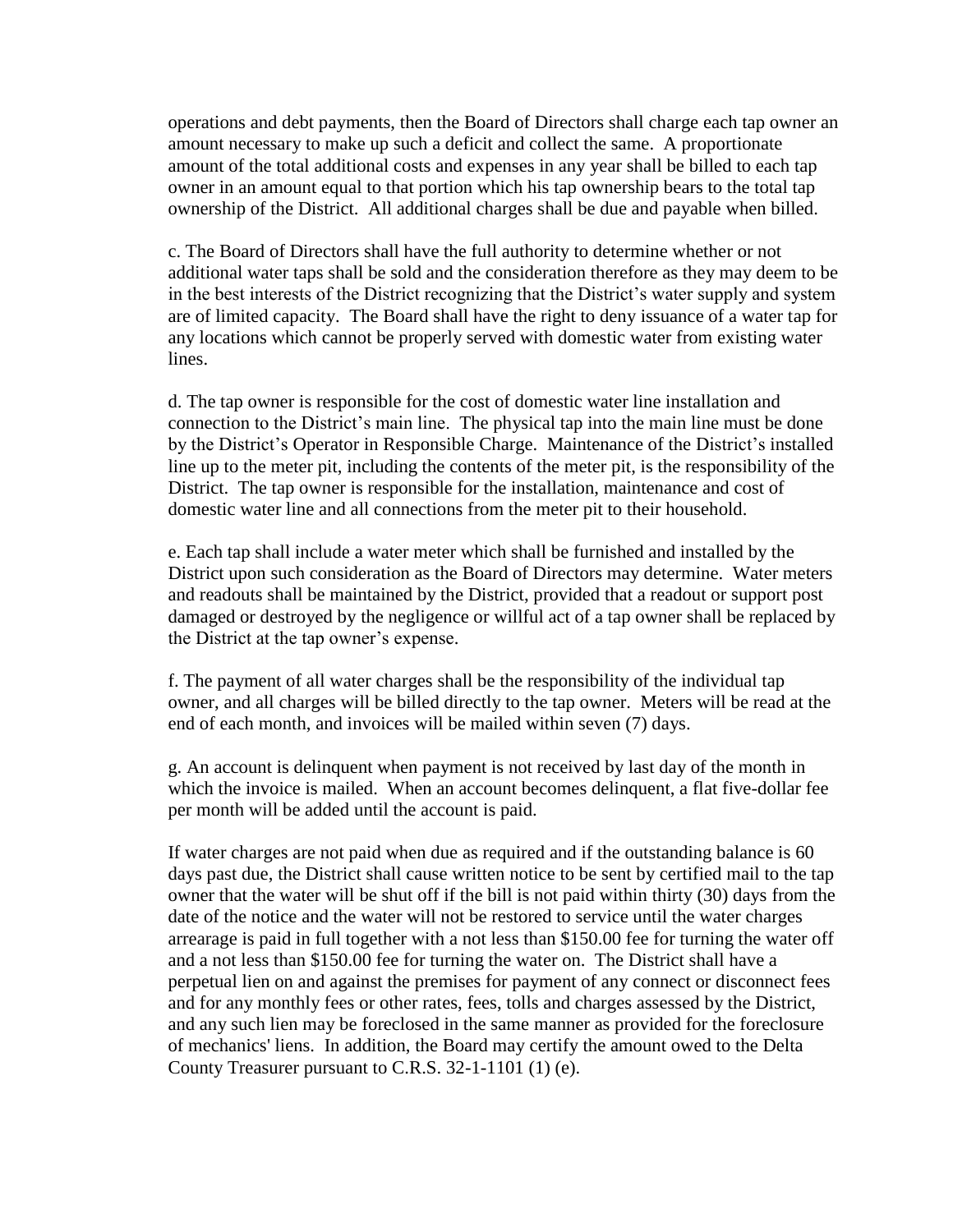operations and debt payments, then the Board of Directors shall charge each tap owner an amount necessary to make up such a deficit and collect the same. A proportionate amount of the total additional costs and expenses in any year shall be billed to each tap owner in an amount equal to that portion which his tap ownership bears to the total tap ownership of the District. All additional charges shall be due and payable when billed.

c. The Board of Directors shall have the full authority to determine whether or not additional water taps shall be sold and the consideration therefore as they may deem to be in the best interests of the District recognizing that the District's water supply and system are of limited capacity. The Board shall have the right to deny issuance of a water tap for any locations which cannot be properly served with domestic water from existing water lines.

d. The tap owner is responsible for the cost of domestic water line installation and connection to the District's main line. The physical tap into the main line must be done by the District's Operator in Responsible Charge. Maintenance of the District's installed line up to the meter pit, including the contents of the meter pit, is the responsibility of the District. The tap owner is responsible for the installation, maintenance and cost of domestic water line and all connections from the meter pit to their household.

e. Each tap shall include a water meter which shall be furnished and installed by the District upon such consideration as the Board of Directors may determine. Water meters and readouts shall be maintained by the District, provided that a readout or support post damaged or destroyed by the negligence or willful act of a tap owner shall be replaced by the District at the tap owner's expense.

f. The payment of all water charges shall be the responsibility of the individual tap owner, and all charges will be billed directly to the tap owner. Meters will be read at the end of each month, and invoices will be mailed within seven (7) days.

g. An account is delinquent when payment is not received by last day of the month in which the invoice is mailed. When an account becomes delinquent, a flat five-dollar fee per month will be added until the account is paid.

If water charges are not paid when due as required and if the outstanding balance is 60 days past due, the District shall cause written notice to be sent by certified mail to the tap owner that the water will be shut off if the bill is not paid within thirty (30) days from the date of the notice and the water will not be restored to service until the water charges arrearage is paid in full together with a not less than $150.00 fee for turning the water off and a not less than $150.00 fee for turning the water on. The District shall have a perpetual lien on and against the premises for payment of any connect or disconnect fees and for any monthly fees or other rates, fees, tolls and charges assessed by the District, and any such lien may be foreclosed in the same manner as provided for the foreclosure of mechanics' liens. In addition, the Board may certify the amount owed to the Delta County Treasurer pursuant to C.R.S. 32-1-1101 (1) (e).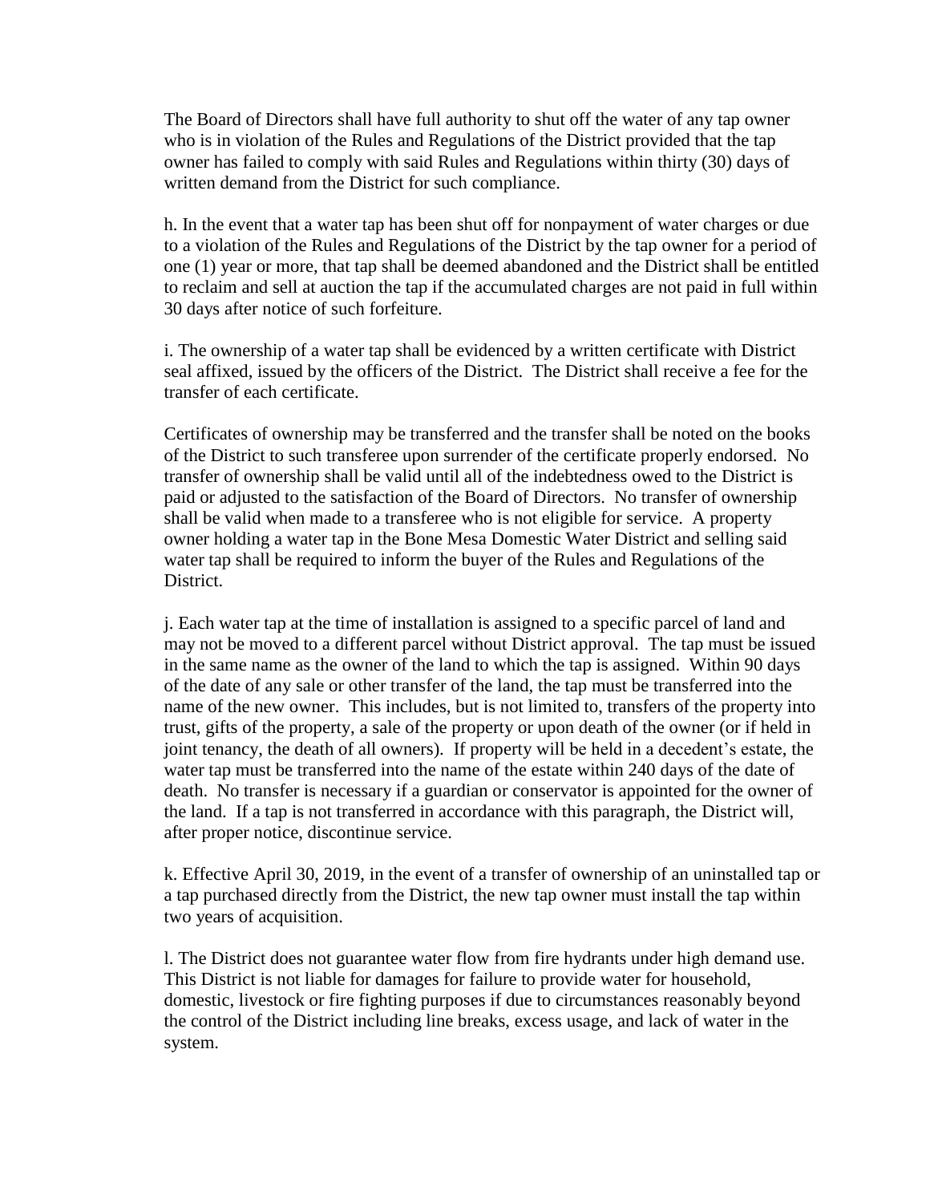The Board of Directors shall have full authority to shut off the water of any tap owner who is in violation of the Rules and Regulations of the District provided that the tap owner has failed to comply with said Rules and Regulations within thirty (30) days of written demand from the District for such compliance.

h. In the event that a water tap has been shut off for nonpayment of water charges or due to a violation of the Rules and Regulations of the District by the tap owner for a period of one (1) year or more, that tap shall be deemed abandoned and the District shall be entitled to reclaim and sell at auction the tap if the accumulated charges are not paid in full within 30 days after notice of such forfeiture.

i. The ownership of a water tap shall be evidenced by a written certificate with District seal affixed, issued by the officers of the District. The District shall receive a fee for the transfer of each certificate.

Certificates of ownership may be transferred and the transfer shall be noted on the books of the District to such transferee upon surrender of the certificate properly endorsed. No transfer of ownership shall be valid until all of the indebtedness owed to the District is paid or adjusted to the satisfaction of the Board of Directors. No transfer of ownership shall be valid when made to a transferee who is not eligible for service. A property owner holding a water tap in the Bone Mesa Domestic Water District and selling said water tap shall be required to inform the buyer of the Rules and Regulations of the District.

j. Each water tap at the time of installation is assigned to a specific parcel of land and may not be moved to a different parcel without District approval. The tap must be issued in the same name as the owner of the land to which the tap is assigned. Within 90 days of the date of any sale or other transfer of the land, the tap must be transferred into the name of the new owner. This includes, but is not limited to, transfers of the property into trust, gifts of the property, a sale of the property or upon death of the owner (or if held in joint tenancy, the death of all owners). If property will be held in a decedent's estate, the water tap must be transferred into the name of the estate within 240 days of the date of death. No transfer is necessary if a guardian or conservator is appointed for the owner of the land. If a tap is not transferred in accordance with this paragraph, the District will, after proper notice, discontinue service.

k. Effective April 30, 2019, in the event of a transfer of ownership of an uninstalled tap or a tap purchased directly from the District, the new tap owner must install the tap within two years of acquisition.

l. The District does not guarantee water flow from fire hydrants under high demand use. This District is not liable for damages for failure to provide water for household, domestic, livestock or fire fighting purposes if due to circumstances reasonably beyond the control of the District including line breaks, excess usage, and lack of water in the system.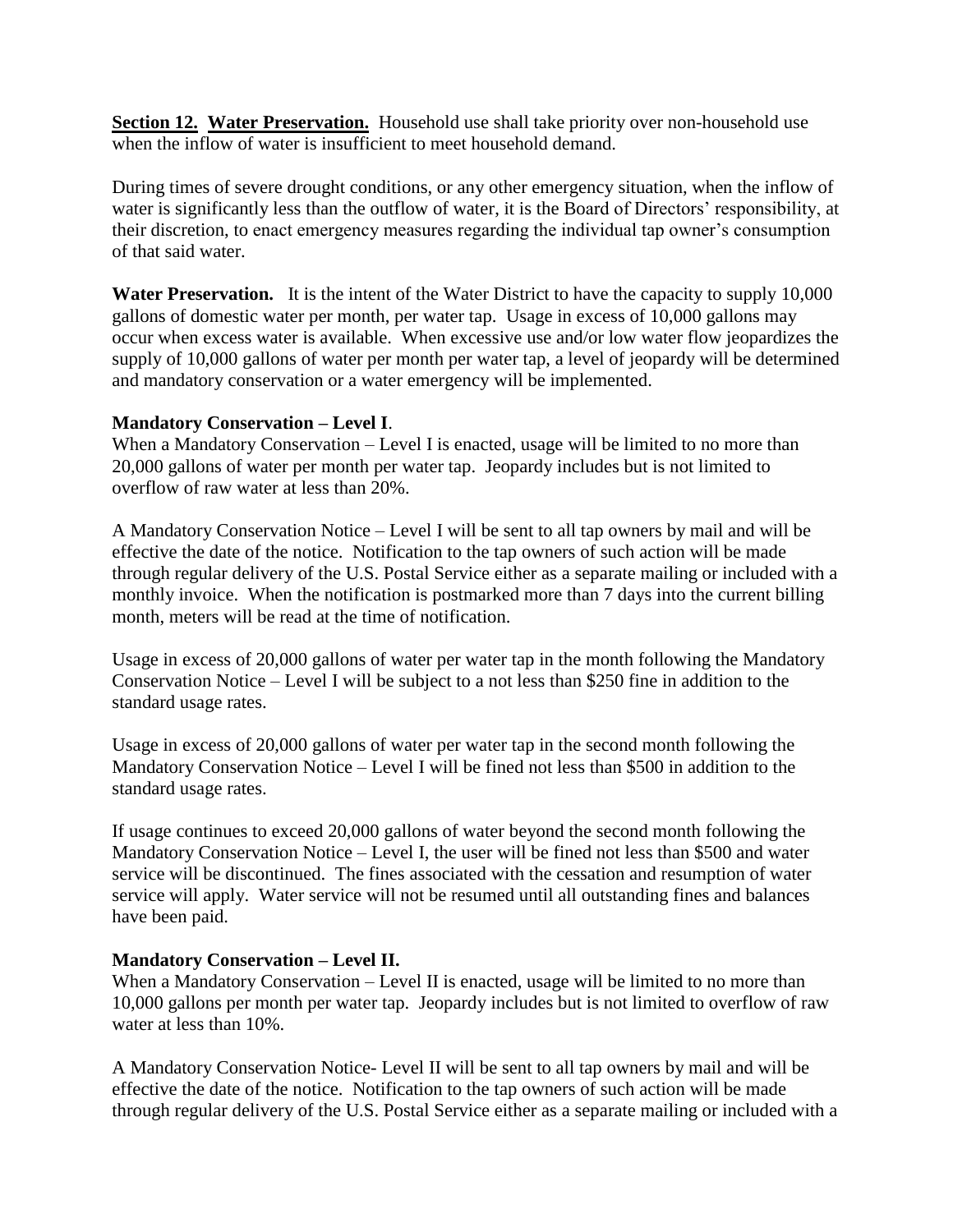**Section 12. Water Preservation.** Household use shall take priority over non-household use when the inflow of water is insufficient to meet household demand.

During times of severe drought conditions, or any other emergency situation, when the inflow of water is significantly less than the outflow of water, it is the Board of Directors' responsibility, at their discretion, to enact emergency measures regarding the individual tap owner's consumption of that said water.

**Water Preservation.** It is the intent of the Water District to have the capacity to supply 10,000 gallons of domestic water per month, per water tap. Usage in excess of 10,000 gallons may occur when excess water is available. When excessive use and/or low water flow jeopardizes the supply of 10,000 gallons of water per month per water tap, a level of jeopardy will be determined and mandatory conservation or a water emergency will be implemented.

**Mandatory Conservation – Level I**.

When a Mandatory Conservation – Level I is enacted, usage will be limited to no more than 20,000 gallons of water per month per water tap. Jeopardy includes but is not limited to overflow of raw water at less than 20%.

A Mandatory Conservation Notice – Level I will be sent to all tap owners by mail and will be effective the date of the notice. Notification to the tap owners of such action will be made through regular delivery of the U.S. Postal Service either as a separate mailing or included with a monthly invoice. When the notification is postmarked more than 7 days into the current billing month, meters will be read at the time of notification.

Usage in excess of 20,000 gallons of water per water tap in the month following the Mandatory Conservation Notice – Level I will be subject to a not less than $250 fine in addition to the standard usage rates.

Usage in excess of 20,000 gallons of water per water tap in the second month following the Mandatory Conservation Notice – Level I will be fined not less than $500 in addition to the standard usage rates.

If usage continues to exceed 20,000 gallons of water beyond the second month following the Mandatory Conservation Notice – Level I, the user will be fined not less than $500 and water service will be discontinued. The fines associated with the cessation and resumption of water service will apply. Water service will not be resumed until all outstanding fines and balances have been paid.

**Mandatory Conservation – Level II.**

When a Mandatory Conservation – Level II is enacted, usage will be limited to no more than 10,000 gallons per month per water tap. Jeopardy includes but is not limited to overflow of raw water at less than 10%.

A Mandatory Conservation Notice- Level II will be sent to all tap owners by mail and will be effective the date of the notice. Notification to the tap owners of such action will be made through regular delivery of the U.S. Postal Service either as a separate mailing or included with a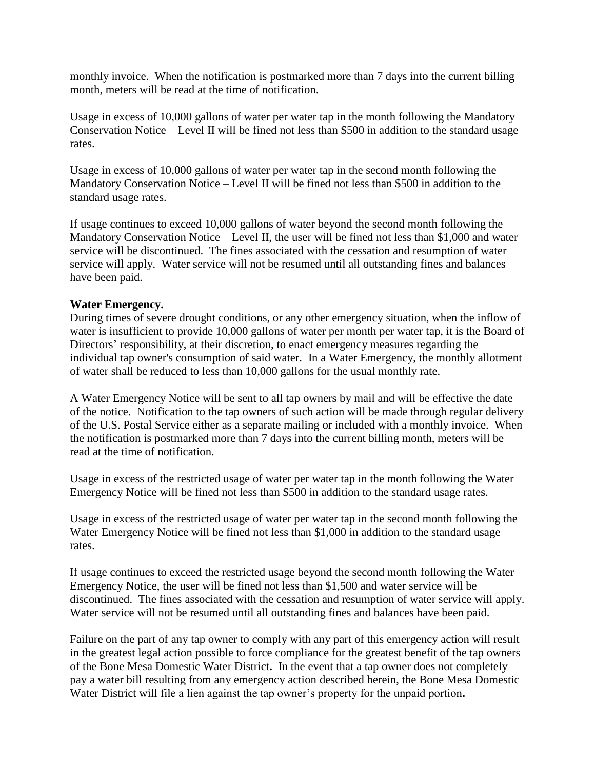monthly invoice. When the notification is postmarked more than 7 days into the current billing month, meters will be read at the time of notification.

Usage in excess of 10,000 gallons of water per water tap in the month following the Mandatory Conservation Notice – Level II will be fined not less than $500 in addition to the standard usage rates.

Usage in excess of 10,000 gallons of water per water tap in the second month following the Mandatory Conservation Notice – Level II will be fined not less than $500 in addition to the standard usage rates.

If usage continues to exceed 10,000 gallons of water beyond the second month following the Mandatory Conservation Notice – Level II, the user will be fined not less than $1,000 and water service will be discontinued. The fines associated with the cessation and resumption of water service will apply. Water service will not be resumed until all outstanding fines and balances have been paid.

**Water Emergency.**

During times of severe drought conditions, or any other emergency situation, when the inflow of water is insufficient to provide 10,000 gallons of water per month per water tap, it is the Board of Directors' responsibility, at their discretion, to enact emergency measures regarding the individual tap owner's consumption of said water. In a Water Emergency, the monthly allotment of water shall be reduced to less than 10,000 gallons for the usual monthly rate.

A Water Emergency Notice will be sent to all tap owners by mail and will be effective the date of the notice. Notification to the tap owners of such action will be made through regular delivery of the U.S. Postal Service either as a separate mailing or included with a monthly invoice. When the notification is postmarked more than 7 days into the current billing month, meters will be read at the time of notification.

Usage in excess of the restricted usage of water per water tap in the month following the Water Emergency Notice will be fined not less than $500 in addition to the standard usage rates.

Usage in excess of the restricted usage of water per water tap in the second month following the Water Emergency Notice will be fined not less than $1,000 in addition to the standard usage rates.

If usage continues to exceed the restricted usage beyond the second month following the Water Emergency Notice, the user will be fined not less than $1,500 and water service will be discontinued. The fines associated with the cessation and resumption of water service will apply. Water service will not be resumed until all outstanding fines and balances have been paid.

Failure on the part of any tap owner to comply with any part of this emergency action will result in the greatest legal action possible to force compliance for the greatest benefit of the tap owners of the Bone Mesa Domestic Water District**.** In the event that a tap owner does not completely pay a water bill resulting from any emergency action described herein, the Bone Mesa Domestic Water District will file a lien against the tap owner's property for the unpaid portion**.**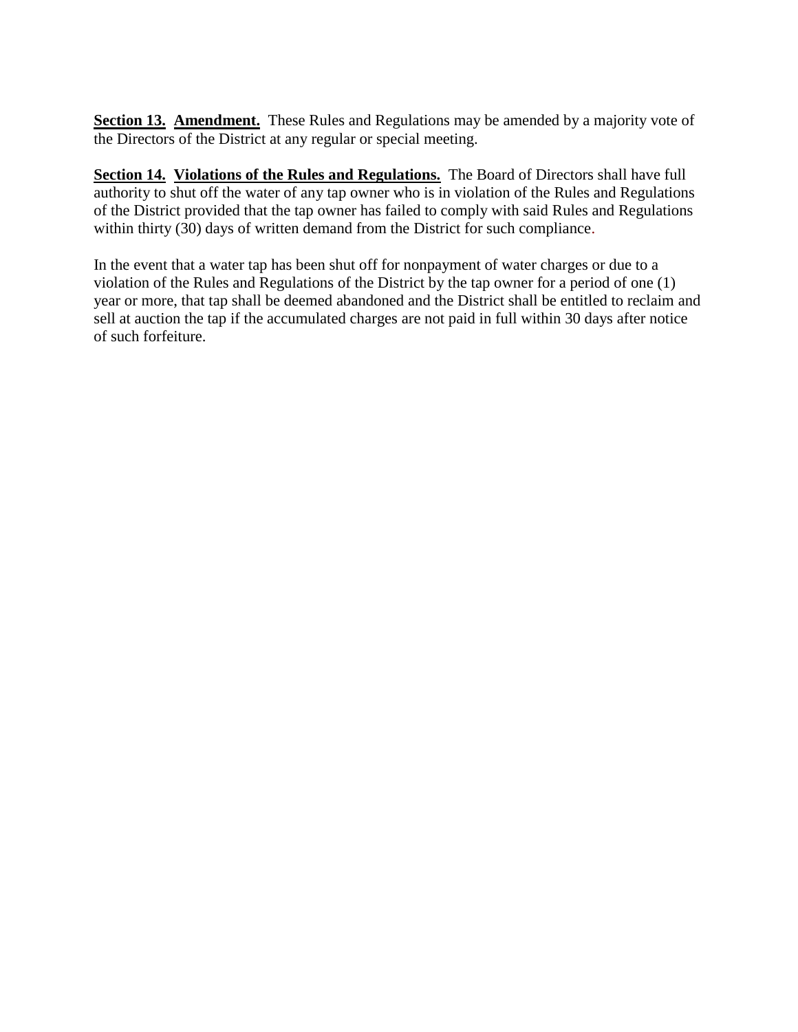**Section 13. Amendment.** These Rules and Regulations may be amended by a majority vote of the Directors of the District at any regular or special meeting.

**Section 14. Violations of the Rules and Regulations.** The Board of Directors shall have full authority to shut off the water of any tap owner who is in violation of the Rules and Regulations of the District provided that the tap owner has failed to comply with said Rules and Regulations within thirty (30) days of written demand from the District for such compliance.

In the event that a water tap has been shut off for nonpayment of water charges or due to a violation of the Rules and Regulations of the District by the tap owner for a period of one (1) year or more, that tap shall be deemed abandoned and the District shall be entitled to reclaim and sell at auction the tap if the accumulated charges are not paid in full within 30 days after notice of such forfeiture.